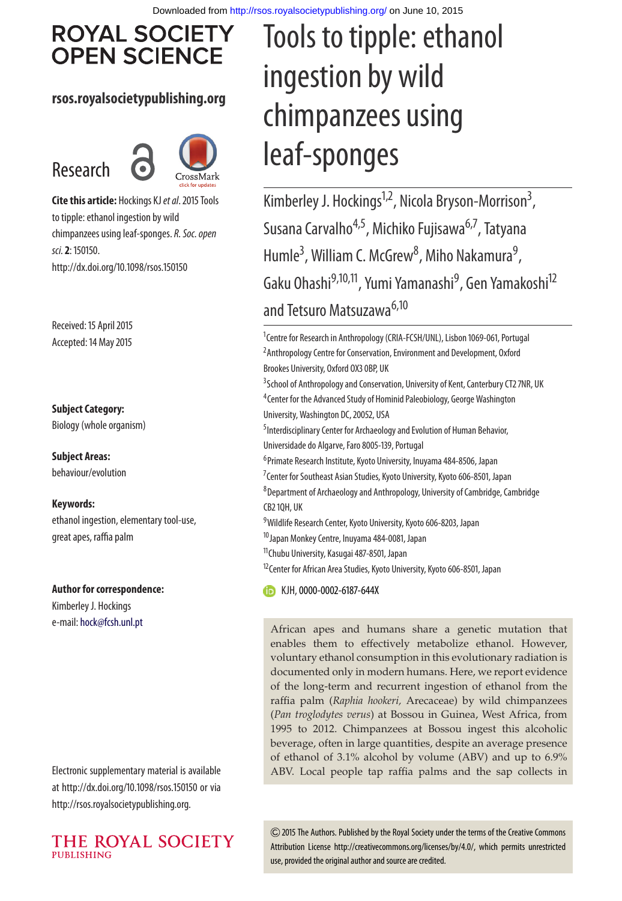# Tools to tipple: ethanol ingestion by wild chimpanzees using leaf-sponges

Kimberley J. Hockings[1,2], Nicola Bryson-Morrison[3], Susana Carvalho[4,5], Michiko Fujisawa[6,7], Tatyana Humle[3], William C. McGrew[8], Miho Nakamura[9], Gaku Ohashi[9,10,11], Yumi Yamanashi[9], Gen Yamakoshi[12] and Tetsuro Matsuzawa[6,10]

[1]Centre for Research in Anthropology (CRIA-FCSH/UNL), Lisbon 1069-061, Portugal
[2]Anthropology Centre for Conservation, Environment and Development, Oxford Brookes University, Oxford OX3 0BP, UK
[3]School of Anthropology and Conservation, University of Kent, Canterbury CT2 7NR, UK
[4]Center for the Advanced Study of Hominid Paleobiology, George Washington University, Washington DC, 20052, USA
[5]Interdisciplinary Center for Archaeology and Evolution of Human Behavior, Universidade do Algarve, Faro 8005-139, Portugal
[6]Primate Research Institute, Kyoto University, Inuyama 484-8506, Japan
[7]Center for Southeast Asian Studies, Kyoto University, Kyoto 606-8501, Japan
[8]Department of Archaeology and Anthropology, University of Cambridge, Cambridge CB2 1QH, UK
[9]Wildlife Research Center, Kyoto University, Kyoto 606-8203, Japan
[10]Japan Monkey Centre, Inuyama 484-0081, Japan
[11]Chubu University, Kasugai 487-8501, Japan
[12]Center for African Area Studies, Kyoto University, Kyoto 606-8501, Japan

KJH, 0000-0002-6187-644X

**Research**

**Cite this article:** Hockings KJ *et al*. 2015 Tools to tipple: ethanol ingestion by wild chimpanzees using leaf-sponges. *R. Soc. open sci.* **2**: 150150. http://dx.doi.org/10.1098/rsos.150150

Received: 15 April 2015
Accepted: 14 May 2015

**Subject Category:**
Biology (whole organism)

**Subject Areas:**
behaviour/evolution

**Keywords:**
ethanol ingestion, elementary tool-use, great apes, raffia palm

**Author for correspondence:**
Kimberley J. Hockings
e-mail: hock@fcsh.unl.pt

Electronic supplementary material is available at http://dx.doi.org/10.1098/rsos.150150 or via http://rsos.royalsocietypublishing.org.

African apes and humans share a genetic mutation that enables them to effectively metabolize ethanol. However, voluntary ethanol consumption in this evolutionary radiation is documented only in modern humans. Here, we report evidence of the long-term and recurrent ingestion of ethanol from the raffia palm (*Raphia hookeri,* Arecaceae) by wild chimpanzees (*Pan troglodytes verus*) at Bossou in Guinea, West Africa, from 1995 to 2012. Chimpanzees at Bossou ingest this alcoholic beverage, often in large quantities, despite an average presence of ethanol of 3.1% alcohol by volume (ABV) and up to 6.9% ABV. Local people tap raffia palms and the sap collects in

© 2015 The Authors. Published by the Royal Society under the terms of the Creative Commons Attribution License http://creativecommons.org/licenses/by/4.0/, which permits unrestricted use, provided the original author and source are credited.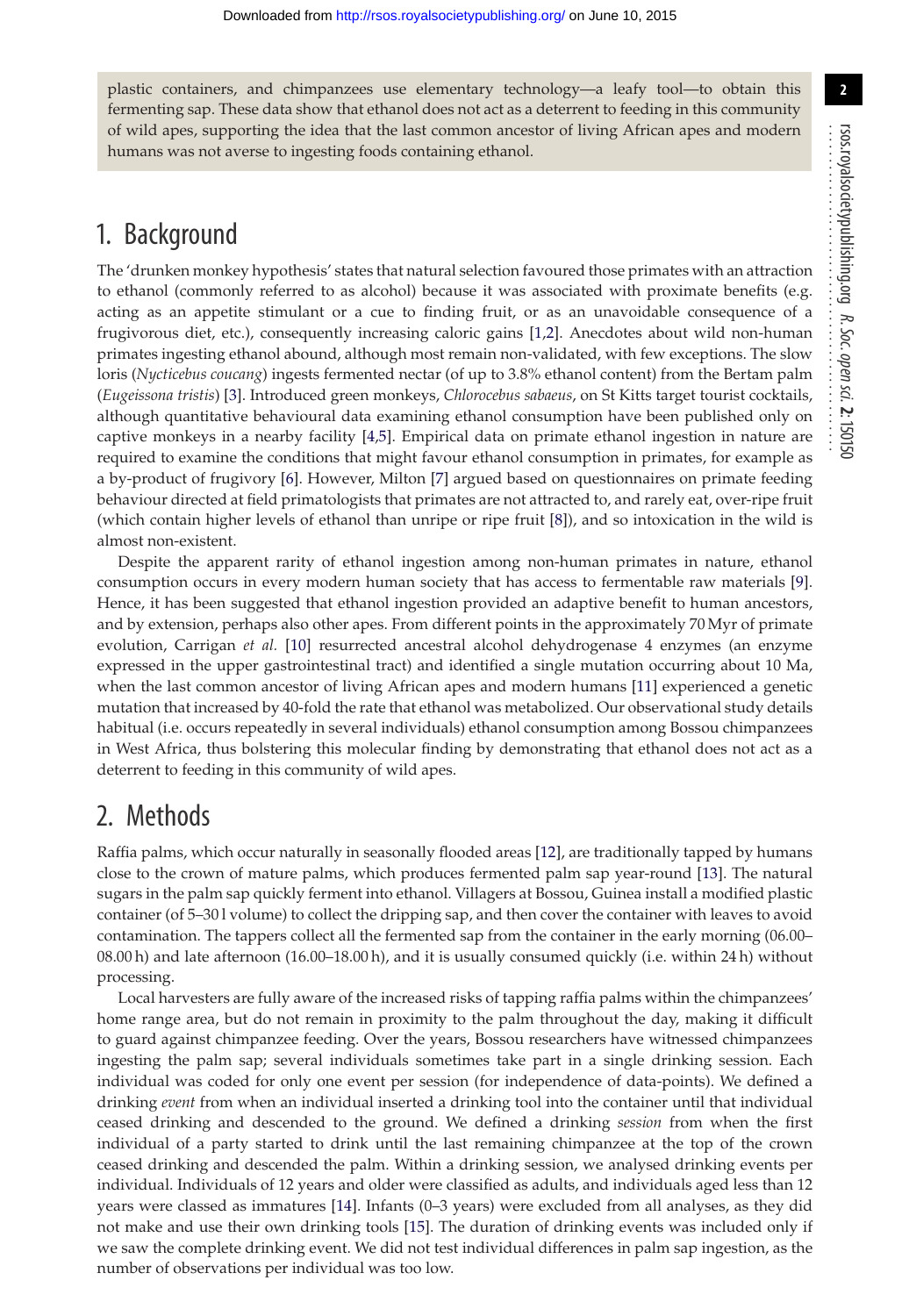plastic containers, and chimpanzees use elementary technology—a leafy tool—to obtain this fermenting sap. These data show that ethanol does not act as a deterrent to feeding in this community of wild apes, supporting the idea that the last common ancestor of living African apes and modern humans was not averse to ingesting foods containing ethanol.

## 1. Background

The 'drunken monkey hypothesis' states that natural selection favoured those primates with an attraction to ethanol (commonly referred to as alcohol) because it was associated with proximate benefits (e.g. acting as an appetite stimulant or a cue to finding fruit, or as an unavoidable consequence of a frugivorous diet, etc.), consequently increasing caloric gains [1,2]. Anecdotes about wild non-human primates ingesting ethanol abound, although most remain non-validated, with few exceptions. The slow loris (*Nycticebus coucang*) ingests fermented nectar (of up to 3.8% ethanol content) from the Bertam palm (*Eugeissona tristis*) [3]. Introduced green monkeys, *Chlorocebus sabaeus*, on St Kitts target tourist cocktails, although quantitative behavioural data examining ethanol consumption have been published only on captive monkeys in a nearby facility [4,5]. Empirical data on primate ethanol ingestion in nature are required to examine the conditions that might favour ethanol consumption in primates, for example as a by-product of frugivory [6]. However, Milton [7] argued based on questionnaires on primate feeding behaviour directed at field primatologists that primates are not attracted to, and rarely eat, over-ripe fruit (which contain higher levels of ethanol than unripe or ripe fruit [8]), and so intoxication in the wild is almost non-existent.

Despite the apparent rarity of ethanol ingestion among non-human primates in nature, ethanol consumption occurs in every modern human society that has access to fermentable raw materials [9]. Hence, it has been suggested that ethanol ingestion provided an adaptive benefit to human ancestors, and by extension, perhaps also other apes. From different points in the approximately 70 Myr of primate evolution, Carrigan *et al.* [10] resurrected ancestral alcohol dehydrogenase 4 enzymes (an enzyme expressed in the upper gastrointestinal tract) and identified a single mutation occurring about 10 Ma, when the last common ancestor of living African apes and modern humans [11] experienced a genetic mutation that increased by 40-fold the rate that ethanol was metabolized. Our observational study details habitual (i.e. occurs repeatedly in several individuals) ethanol consumption among Bossou chimpanzees in West Africa, thus bolstering this molecular finding by demonstrating that ethanol does not act as a deterrent to feeding in this community of wild apes.

## 2. Methods

Raffia palms, which occur naturally in seasonally flooded areas [12], are traditionally tapped by humans close to the crown of mature palms, which produces fermented palm sap year-round [13]. The natural sugars in the palm sap quickly ferment into ethanol. Villagers at Bossou, Guinea install a modified plastic container (of 5–30 l volume) to collect the dripping sap, and then cover the container with leaves to avoid contamination. The tappers collect all the fermented sap from the container in the early morning (06.00–08.00 h) and late afternoon (16.00–18.00 h), and it is usually consumed quickly (i.e. within 24 h) without processing.

Local harvesters are fully aware of the increased risks of tapping raffia palms within the chimpanzees' home range area, but do not remain in proximity to the palm throughout the day, making it difficult to guard against chimpanzee feeding. Over the years, Bossou researchers have witnessed chimpanzees ingesting the palm sap; several individuals sometimes take part in a single drinking session. Each individual was coded for only one event per session (for independence of data-points). We defined a drinking *event* from when an individual inserted a drinking tool into the container until that individual ceased drinking and descended to the ground. We defined a drinking *session* from when the first individual of a party started to drink until the last remaining chimpanzee at the top of the crown ceased drinking and descended the palm. Within a drinking session, we analysed drinking events per individual. Individuals of 12 years and older were classified as adults, and individuals aged less than 12 years were classed as immatures [14]. Infants (0–3 years) were excluded from all analyses, as they did not make and use their own drinking tools [15]. The duration of drinking events was included only if we saw the complete drinking event. We did not test individual differences in palm sap ingestion, as the number of observations per individual was too low.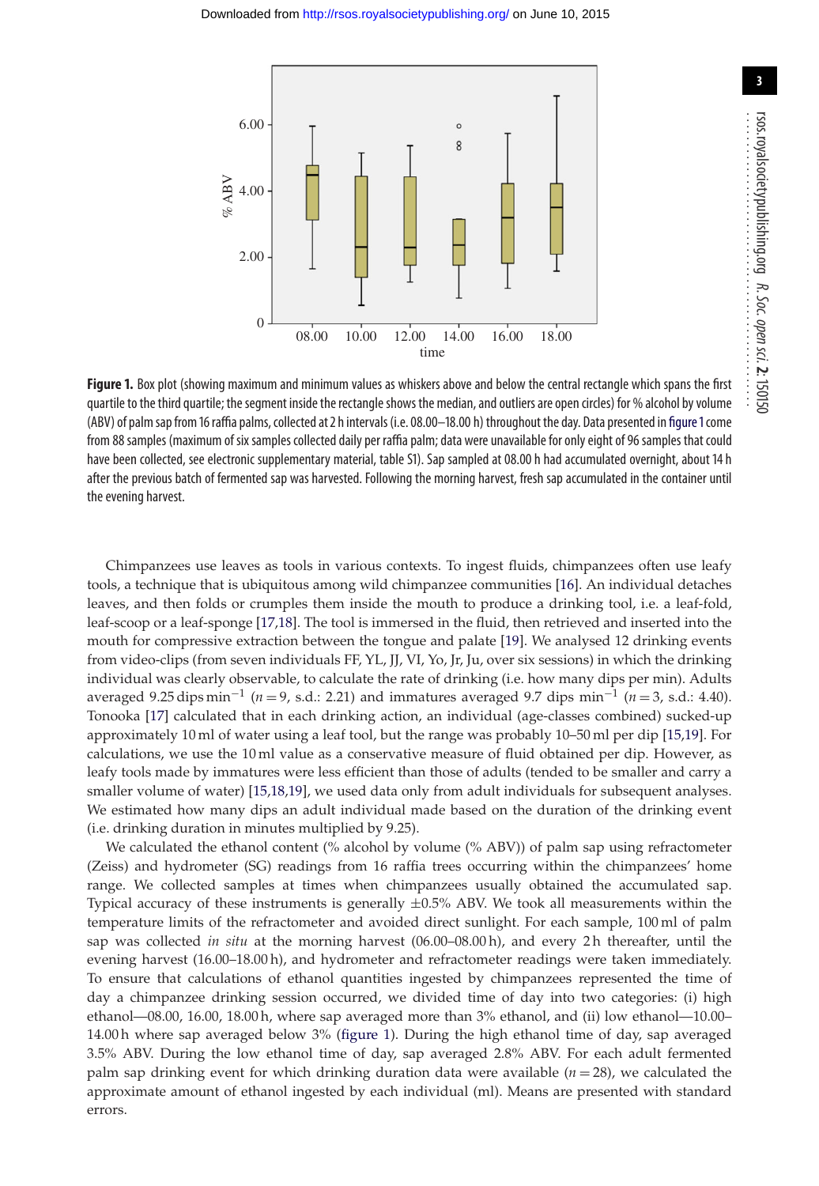**Figure 1.** Box plot (showing maximum and minimum values as whiskers above and below the central rectangle which spans the first quartile to the third quartile; the segment inside the rectangle shows the median, and outliers are open circles) for % alcohol by volume (ABV) of palm sap from 16 raffia palms, collected at 2 h intervals (i.e. 08.00–18.00 h) throughout the day. Data presented in figure 1 come from 88 samples (maximum of six samples collected daily per raffia palm; data were unavailable for only eight of 96 samples that could have been collected, see electronic supplementary material, table S1). Sap sampled at 08.00 h had accumulated overnight, about 14 h after the previous batch of fermented sap was harvested. Following the morning harvest, fresh sap accumulated in the container until the evening harvest.

Chimpanzees use leaves as tools in various contexts. To ingest fluids, chimpanzees often use leafy tools, a technique that is ubiquitous among wild chimpanzee communities [16]. An individual detaches leaves, and then folds or crumples them inside the mouth to produce a drinking tool, i.e. a leaf-fold, leaf-scoop or a leaf-sponge [17,18]. The tool is immersed in the fluid, then retrieved and inserted into the mouth for compressive extraction between the tongue and palate [19]. We analysed 12 drinking events from video-clips (from seven individuals FF, YL, JJ, VI, Yo, Jr, Ju, over six sessions) in which the drinking individual was clearly observable, to calculate the rate of drinking (i.e. how many dips per min). Adults averaged 9.25 dips $\text{min}^{-1}$ ($n = 9$, s.d.: 2.21) and immatures averaged 9.7 dips $\text{min}^{-1}$ ($n = 3$, s.d.: 4.40). Tonooka [17] calculated that in each drinking action, an individual (age-classes combined) sucked-up approximately 10 ml of water using a leaf tool, but the range was probably 10–50 ml per dip [15,19]. For calculations, we use the 10 ml value as a conservative measure of fluid obtained per dip. However, as leafy tools made by immatures were less efficient than those of adults (tended to be smaller and carry a smaller volume of water) [15,18,19], we used data only from adult individuals for subsequent analyses. We estimated how many dips an adult individual made based on the duration of the drinking event (i.e. drinking duration in minutes multiplied by 9.25).

We calculated the ethanol content (% alcohol by volume (% ABV)) of palm sap using refractometer (Zeiss) and hydrometer (SG) readings from 16 raffia trees occurring within the chimpanzees' home range. We collected samples at times when chimpanzees usually obtained the accumulated sap. Typical accuracy of these instruments is generally ±0.5% ABV. We took all measurements within the temperature limits of the refractometer and avoided direct sunlight. For each sample, 100 ml of palm sap was collected *in situ* at the morning harvest (06.00–08.00 h), and every 2 h thereafter, until the evening harvest (16.00–18.00 h), and hydrometer and refractometer readings were taken immediately. To ensure that calculations of ethanol quantities ingested by chimpanzees represented the time of day a chimpanzee drinking session occurred, we divided time of day into two categories: (i) high ethanol—08.00, 16.00, 18.00 h, where sap averaged more than 3% ethanol, and (ii) low ethanol—10.00–14.00 h where sap averaged below 3% (figure 1). During the high ethanol time of day, sap averaged 3.5% ABV. During the low ethanol time of day, sap averaged 2.8% ABV. For each adult fermented palm sap drinking event for which drinking duration data were available ($n = 28$), we calculated the approximate amount of ethanol ingested by each individual (ml). Means are presented with standard errors.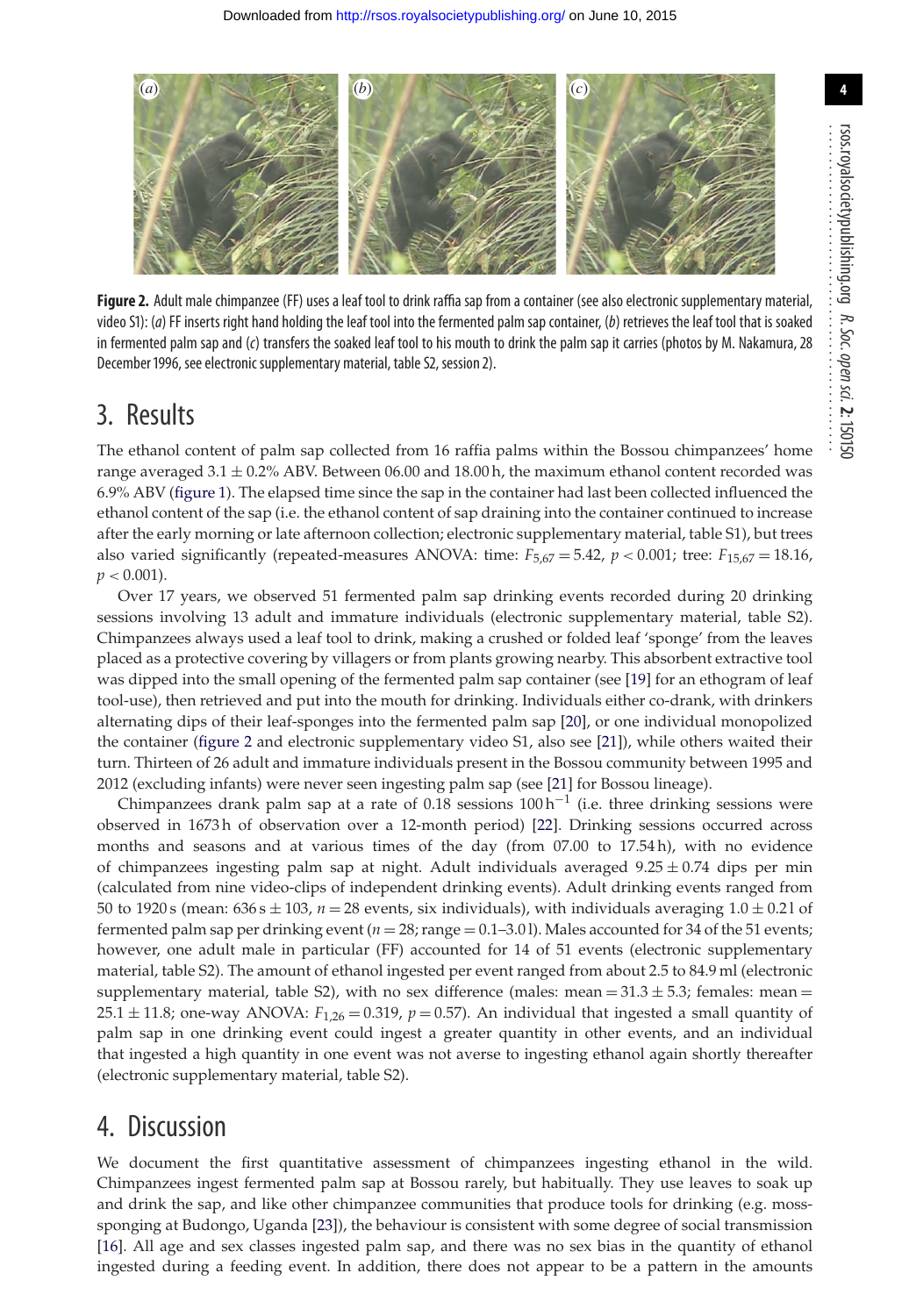**Figure 2.** Adult male chimpanzee (FF) uses a leaf tool to drink raffia sap from a container (see also electronic supplementary material, video S1): (*a*) FF inserts right hand holding the leaf tool into the fermented palm sap container, (*b*) retrieves the leaf tool that is soaked in fermented palm sap and (*c*) transfers the soaked leaf tool to his mouth to drink the palm sap it carries (photos by M. Nakamura, 28 December 1996, see electronic supplementary material, table S2, session 2).

## 3. Results

The ethanol content of palm sap collected from 16 raffia palms within the Bossou chimpanzees' home range averaged $3.1 \pm 0.2\%$ ABV. Between 06.00 and 18.00 h, the maximum ethanol content recorded was 6.9% ABV (figure 1). The elapsed time since the sap in the container had last been collected influenced the ethanol content of the sap (i.e. the ethanol content of sap draining into the container continued to increase after the early morning or late afternoon collection; electronic supplementary material, table S1), but trees also varied significantly (repeated-measures ANOVA: time: $F_{5,67} = 5.42$, $p < 0.001$; tree: $F_{15,67} = 18.16$, $p < 0.001$).

Over 17 years, we observed 51 fermented palm sap drinking events recorded during 20 drinking sessions involving 13 adult and immature individuals (electronic supplementary material, table S2). Chimpanzees always used a leaf tool to drink, making a crushed or folded leaf 'sponge' from the leaves placed as a protective covering by villagers or from plants growing nearby. This absorbent extractive tool was dipped into the small opening of the fermented palm sap container (see [19] for an ethogram of leaf tool-use), then retrieved and put into the mouth for drinking. Individuals either co-drank, with drinkers alternating dips of their leaf-sponges into the fermented palm sap [20], or one individual monopolized the container (figure 2 and electronic supplementary video S1, also see [21]), while others waited their turn. Thirteen of 26 adult and immature individuals present in the Bossou community between 1995 and 2012 (excluding infants) were never seen ingesting palm sap (see [21] for Bossou lineage).

Chimpanzees drank palm sap at a rate of 0.18 sessions $100\,\mathrm{h}^{-1}$ (i.e. three drinking sessions were observed in 1673 h of observation over a 12-month period) [22]. Drinking sessions occurred across months and seasons and at various times of the day (from 07.00 to 17.54 h), with no evidence of chimpanzees ingesting palm sap at night. Adult individuals averaged $9.25 \pm 0.74$ dips per min (calculated from nine video-clips of independent drinking events). Adult drinking events ranged from 50 to 1920 s (mean: $636\,\mathrm{s} \pm 103$, $n = 28$ events, six individuals), with individuals averaging $1.0 \pm 0.21$ of fermented palm sap per drinking event ($n = 28$; range $= 0.1$–$3.0$ l). Males accounted for 34 of the 51 events; however, one adult male in particular (FF) accounted for 14 of 51 events (electronic supplementary material, table S2). The amount of ethanol ingested per event ranged from about 2.5 to 84.9 ml (electronic supplementary material, table S2), with no sex difference (males: mean $= 31.3 \pm 5.3$; females: mean $= 25.1 \pm 11.8$; one-way ANOVA: $F_{1,26} = 0.319$, $p = 0.57$). An individual that ingested a small quantity of palm sap in one drinking event could ingest a greater quantity in other events, and an individual that ingested a high quantity in one event was not averse to ingesting ethanol again shortly thereafter (electronic supplementary material, table S2).

## 4. Discussion

We document the first quantitative assessment of chimpanzees ingesting ethanol in the wild. Chimpanzees ingest fermented palm sap at Bossou rarely, but habitually. They use leaves to soak up and drink the sap, and like other chimpanzee communities that produce tools for drinking (e.g. moss-sponging at Budongo, Uganda [23]), the behaviour is consistent with some degree of social transmission [16]. All age and sex classes ingested palm sap, and there was no sex bias in the quantity of ethanol ingested during a feeding event. In addition, there does not appear to be a pattern in the amounts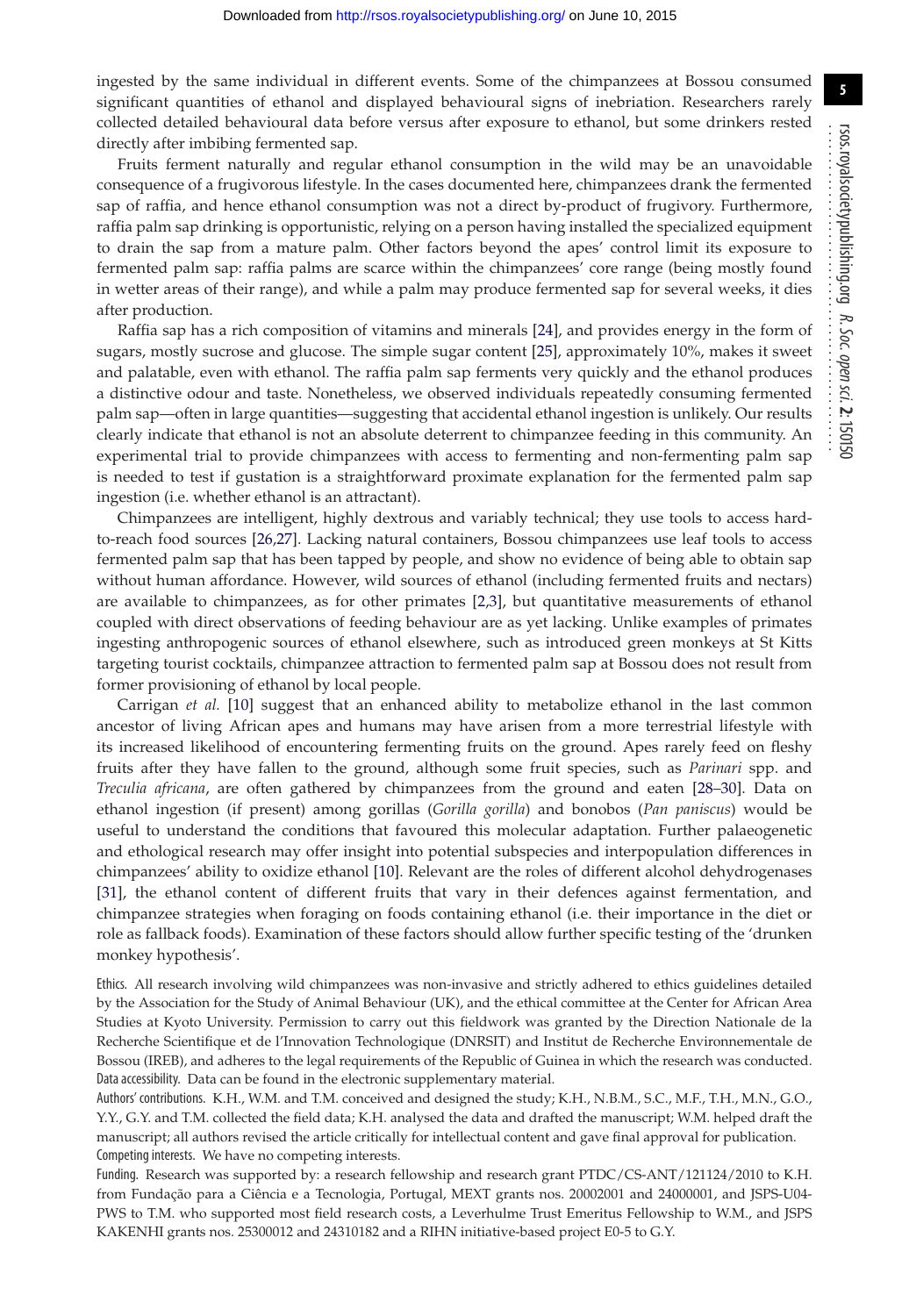ingested by the same individual in different events. Some of the chimpanzees at Bossou consumed significant quantities of ethanol and displayed behavioural signs of inebriation. Researchers rarely collected detailed behavioural data before versus after exposure to ethanol, but some drinkers rested directly after imbibing fermented sap.

Fruits ferment naturally and regular ethanol consumption in the wild may be an unavoidable consequence of a frugivorous lifestyle. In the cases documented here, chimpanzees drank the fermented sap of raffia, and hence ethanol consumption was not a direct by-product of frugivory. Furthermore, raffia palm sap drinking is opportunistic, relying on a person having installed the specialized equipment to drain the sap from a mature palm. Other factors beyond the apes' control limit its exposure to fermented palm sap: raffia palms are scarce within the chimpanzees' core range (being mostly found in wetter areas of their range), and while a palm may produce fermented sap for several weeks, it dies after production.

Raffia sap has a rich composition of vitamins and minerals [24], and provides energy in the form of sugars, mostly sucrose and glucose. The simple sugar content [25], approximately 10%, makes it sweet and palatable, even with ethanol. The raffia palm sap ferments very quickly and the ethanol produces a distinctive odour and taste. Nonetheless, we observed individuals repeatedly consuming fermented palm sap—often in large quantities—suggesting that accidental ethanol ingestion is unlikely. Our results clearly indicate that ethanol is not an absolute deterrent to chimpanzee feeding in this community. An experimental trial to provide chimpanzees with access to fermenting and non-fermenting palm sap is needed to test if gustation is a straightforward proximate explanation for the fermented palm sap ingestion (i.e. whether ethanol is an attractant).

Chimpanzees are intelligent, highly dextrous and variably technical; they use tools to access hard-to-reach food sources [26,27]. Lacking natural containers, Bossou chimpanzees use leaf tools to access fermented palm sap that has been tapped by people, and show no evidence of being able to obtain sap without human affordance. However, wild sources of ethanol (including fermented fruits and nectars) are available to chimpanzees, as for other primates [2,3], but quantitative measurements of ethanol coupled with direct observations of feeding behaviour are as yet lacking. Unlike examples of primates ingesting anthropogenic sources of ethanol elsewhere, such as introduced green monkeys at St Kitts targeting tourist cocktails, chimpanzee attraction to fermented palm sap at Bossou does not result from former provisioning of ethanol by local people.

Carrigan *et al.* [10] suggest that an enhanced ability to metabolize ethanol in the last common ancestor of living African apes and humans may have arisen from a more terrestrial lifestyle with its increased likelihood of encountering fermenting fruits on the ground. Apes rarely feed on fleshy fruits after they have fallen to the ground, although some fruit species, such as *Parinari* spp. and *Treculia africana*, are often gathered by chimpanzees from the ground and eaten [28–30]. Data on ethanol ingestion (if present) among gorillas (*Gorilla gorilla*) and bonobos (*Pan paniscus*) would be useful to understand the conditions that favoured this molecular adaptation. Further palaeogenetic and ethological research may offer insight into potential subspecies and interpopulation differences in chimpanzees' ability to oxidize ethanol [10]. Relevant are the roles of different alcohol dehydrogenases [31], the ethanol content of different fruits that vary in their defences against fermentation, and chimpanzee strategies when foraging on foods containing ethanol (i.e. their importance in the diet or role as fallback foods). Examination of these factors should allow further specific testing of the 'drunken monkey hypothesis'.

Ethics. All research involving wild chimpanzees was non-invasive and strictly adhered to ethics guidelines detailed by the Association for the Study of Animal Behaviour (UK), and the ethical committee at the Center for African Area Studies at Kyoto University. Permission to carry out this fieldwork was granted by the Direction Nationale de la Recherche Scientifique et de l'Innovation Technologique (DNRSIT) and Institut de Recherche Environnementale de Bossou (IREB), and adheres to the legal requirements of the Republic of Guinea in which the research was conducted.

Data accessibility. Data can be found in the electronic supplementary material.

Authors' contributions. K.H., W.M. and T.M. conceived and designed the study; K.H., N.B.M., S.C., M.F., T.H., M.N., G.O., Y.Y., G.Y. and T.M. collected the field data; K.H. analysed the data and drafted the manuscript; W.M. helped draft the manuscript; all authors revised the article critically for intellectual content and gave final approval for publication.

Competing interests. We have no competing interests.

Funding. Research was supported by: a research fellowship and research grant PTDC/CS-ANT/121124/2010 to K.H. from Fundação para a Ciência e a Tecnologia, Portugal, MEXT grants nos. 20002001 and 24000001, and JSPS-U04-PWS to T.M. who supported most field research costs, a Leverhulme Trust Emeritus Fellowship to W.M., and JSPS KAKENHI grants nos. 25300012 and 24310182 and a RIHN initiative-based project E0-5 to G.Y.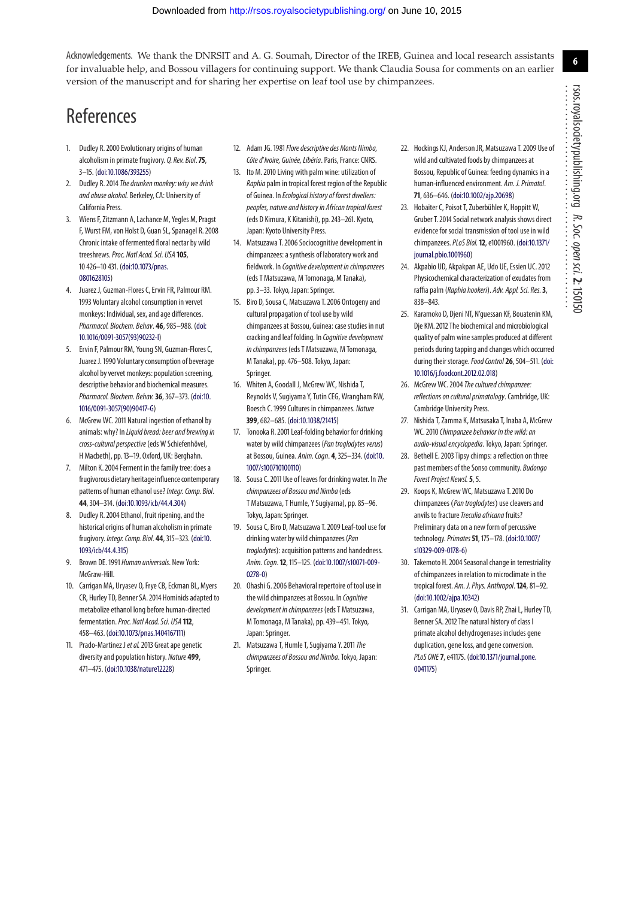Acknowledgements. We thank the DNRSIT and A. G. Soumah, Director of the IREB, Guinea and local research assistants for invaluable help, and Bossou villagers for continuing support. We thank Claudia Sousa for comments on an earlier version of the manuscript and for sharing her expertise on leaf tool use by chimpanzees.

# References

1. Dudley R. 2000 Evolutionary origins of human alcoholism in primate frugivory. *Q. Rev. Biol.* **75**, 3–15. (doi:10.1086/393255)
2. Dudley R. 2014 *The drunken monkey: why we drink and abuse alcohol.* Berkeley, CA: University of California Press.
3. Wiens F, Zitzmann A, Lachance M, Yegles M, Pragst F, Wurst FM, von Holst D, Guan SL, Spanagel R. 2008 Chronic intake of fermented floral nectar by wild treeshrews. *Proc. Natl Acad. Sci. USA* **105**, 10 426–10 431. (doi:10.1073/pnas.0801628105)
4. Juarez J, Guzman-Flores C, Ervin FR, Palmour RM. 1993 Voluntary alcohol consumption in vervet monkeys: Individual, sex, and age differences. *Pharmacol. Biochem. Behav.* **46**, 985–988. (doi:10.1016/0091-3057(93)90232-I)
5. Ervin F, Palmour RM, Young SN, Guzman-Flores C, Juarez J. 1990 Voluntary consumption of beverage alcohol by vervet monkeys: population screening, descriptive behavior and biochemical measures. *Pharmacol. Biochem. Behav.* **36**, 367–373. (doi:10.1016/0091-3057(90)90417-G)
6. McGrew WC. 2011 Natural ingestion of ethanol by animals: why? In *Liquid bread: beer and brewing in cross-cultural perspective* (eds W Schiefenhövel, H Macbeth), pp. 13–19. Oxford, UK: Berghahn.
7. Milton K. 2004 Ferment in the family tree: does a frugivorous dietary heritage influence contemporary patterns of human ethanol use? *Integr. Comp. Biol.* **44**, 304–314. (doi:10.1093/icb/44.4.304)
8. Dudley R. 2004 Ethanol, fruit ripening, and the historical origins of human alcoholism in primate frugivory. *Integr. Comp. Biol.* **44**, 315–323. (doi:10.1093/icb/44.4.315)
9. Brown DE. 1991 *Human universals*. New York: McGraw-Hill.
10. Carrigan MA, Uryasev O, Frye CB, Eckman BL, Myers CR, Hurley TD, Benner SA. 2014 Hominids adapted to metabolize ethanol long before human-directed fermentation. *Proc. Natl Acad. Sci. USA* **112**, 458–463. (doi:10.1073/pnas.1404167111)
11. Prado-Martinez J *et al.* 2013 Great ape genetic diversity and population history. *Nature* **499**, 471–475. (doi:10.1038/nature12228)
12. Adam JG. 1981 *Flore descriptive des Monts Nimba, Côte d'Ivoire, Guinée, Libéria*. Paris, France: CNRS.
13. Ito M. 2010 Living with palm wine: utilization of *Raphia* palm in tropical forest region of the Republic of Guinea. In *Ecological history of forest dwellers: peoples, nature and history in African tropical forest* (eds D Kimura, K Kitanishi), pp. 243–261. Kyoto, Japan: Kyoto University Press.
14. Matsuzawa T. 2006 Sociocognitive development in chimpanzees: a synthesis of laboratory work and fieldwork. In *Cognitive development in chimpanzees* (eds T Matsuzawa, M Tomonaga, M Tanaka), pp. 3–33. Tokyo, Japan: Springer.
15. Biro D, Sousa C, Matsuzawa T. 2006 Ontogeny and cultural propagation of tool use by wild chimpanzees at Bossou, Guinea: case studies in nut cracking and leaf folding. In *Cognitive development in chimpanzees* (eds T Matsuzawa, M Tomonaga, M Tanaka), pp. 476–508. Tokyo, Japan: Springer.
16. Whiten A, Goodall J, McGrew WC, Nishida T, Reynolds V, Sugiyama Y, Tutin CEG, Wrangham RW, Boesch C. 1999 Cultures in chimpanzees. *Nature* **399**, 682–685. (doi:10.1038/21415)
17. Tonooka R. 2001 Leaf-folding behavior for drinking water by wild chimpanzees (*Pan troglodytes verus*) at Bossou, Guinea. *Anim. Cogn.* **4**, 325–334. (doi:10.1007/s100710100110)
18. Sousa C. 2011 Use of leaves for drinking water. In *The chimpanzees of Bossou and Nimba* (eds T Matsuzawa, T Humle, Y Sugiyama), pp. 85–96. Tokyo, Japan: Springer.
19. Sousa C, Biro D, Matsuzawa T. 2009 Leaf-tool use for drinking water by wild chimpanzees (*Pan troglodytes*): acquisition patterns and handedness. *Anim. Cogn.* **12**, 115–125. (doi:10.1007/s10071-009-0278-0)
20. Ohashi G. 2006 Behavioral repertoire of tool use in the wild chimpanzees at Bossou. In *Cognitive development in chimpanzees* (eds T Matsuzawa, M Tomonaga, M Tanaka), pp. 439–451. Tokyo, Japan: Springer.
21. Matsuzawa T, Humle T, Sugiyama Y. 2011 *The chimpanzees of Bossou and Nimba*. Tokyo, Japan: Springer.
22. Hockings KJ, Anderson JR, Matsuzawa T. 2009 Use of wild and cultivated foods by chimpanzees at Bossou, Republic of Guinea: feeding dynamics in a human-influenced environment. *Am. J. Primatol.* **71**, 636–646. (doi:10.1002/ajp.20698)
23. Hobaiter C, Poisot T, Zuberbühler K, Hoppitt W, Gruber T. 2014 Social network analysis shows direct evidence for social transmission of tool use in wild chimpanzees. *PLoS Biol.* **12**, e1001960. (doi:10.1371/journal.pbio.1001960)
24. Akpabio UD, Akpakpan AE, Udo UE, Essien UC. 2012 Physicochemical characterization of exudates from raffia palm (*Raphia hookeri*). *Adv. Appl. Sci. Res.* **3**, 838–843.
25. Karamoko D, Djeni NT, N'guessan KF, Bouatenin KM, Dje KM. 2012 The biochemical and microbiological quality of palm wine samples produced at different periods during tapping and changes which occurred during their storage. *Food Control* **26**, 504–511. (doi:10.1016/j.foodcont.2012.02.018)
26. McGrew WC. 2004 *The cultured chimpanzee: reflections on cultural primatology*. Cambridge, UK: Cambridge University Press.
27. Nishida T, Zamma K, Matsusaka T, Inaba A, McGrew WC. 2010 *Chimpanzee behavior in the wild: an audio-visual encyclopedia*. Tokyo, Japan: Springer.
28. Bethell E. 2003 Tipsy chimps: a reflection on three past members of the Sonso community. *Budongo Forest Project Newsl.* **5**, 5.
29. Koops K, McGrew WC, Matsuzawa T. 2010 Do chimpanzees (*Pan troglodytes*) use cleavers and anvils to fracture *Treculia africana* fruits? Preliminary data on a new form of percussive technology. *Primates* **51**, 175–178. (doi:10.1007/s10329-009-0178-6)
30. Takemoto H. 2004 Seasonal change in terrestriality of chimpanzees in relation to microclimate in the tropical forest. *Am. J. Phys. Anthropol.* **124**, 81–92. (doi:10.1002/ajpa.10342)
31. Carrigan MA, Uryasev O, Davis RP, Zhai L, Hurley TD, Benner SA. 2012 The natural history of class I primate alcohol dehydrogenases includes gene duplication, gene loss, and gene conversion. *PLoS ONE* **7**, e41175. (doi:10.1371/journal.pone.0041175)